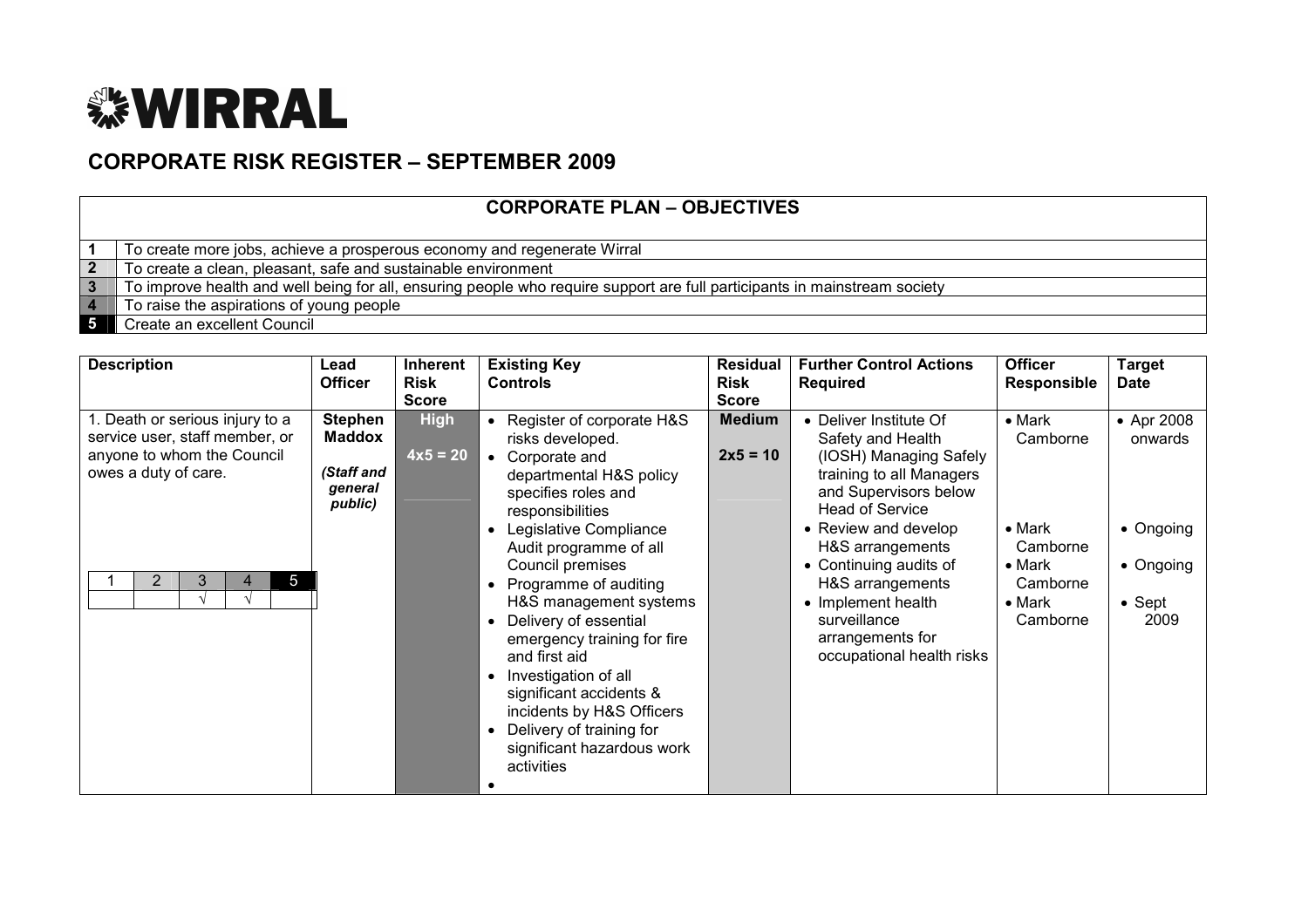# WIRRAL

## CORPORATE RISK REGISTER – SEPTEMBER 2009

| CORPORATE PLAN – OBJECTIVES | |
|---|---|
| 1 | To create more jobs, achieve a prosperous economy and regenerate Wirral |
| 2 | To create a clean, pleasant, safe and sustainable environment |
| 3 | To improve health and well being for all, ensuring people who require support are full participants in mainstream society |
| 4 | To raise the aspirations of young people |
| 5 | Create an excellent Council |

| Description | Lead Officer | Inherent Risk Score | Existing Key Controls | Residual Risk Score | Further Control Actions Required | Officer Responsible | Target Date |
|---|---|---|---|---|---|---|---|
| 1. Death or serious injury to a service user, staff member, or anyone to whom the Council owes a duty of care.<br><br>Objectives: 1, 2, 3 √, 4 √, 5 | **Stephen Maddox**<br>*(Staff and general public)* | **High**<br>**4x5 = 20** | • Register of corporate H&S risks developed.<br>• Corporate and departmental H&S policy specifies roles and responsibilities<br>• Legislative Compliance Audit programme of all Council premises<br>• Programme of auditing H&S management systems<br>• Delivery of essential emergency training for fire and first aid<br>• Investigation of all significant accidents & incidents by H&S Officers<br>• Delivery of training for significant hazardous work activities<br>• | **Medium**<br>**2x5 = 10** | • Deliver Institute Of Safety and Health (IOSH) Managing Safely training to all Managers and Supervisors below Head of Service<br>• Review and develop H&S arrangements<br>• Continuing audits of H&S arrangements<br>• Implement health surveillance arrangements for occupational health risks | • Mark Camborne<br>• Mark Camborne<br>• Mark Camborne<br>• Mark Camborne | • Apr 2008 onwards<br>• Ongoing<br>• Ongoing<br>• Sept 2009 |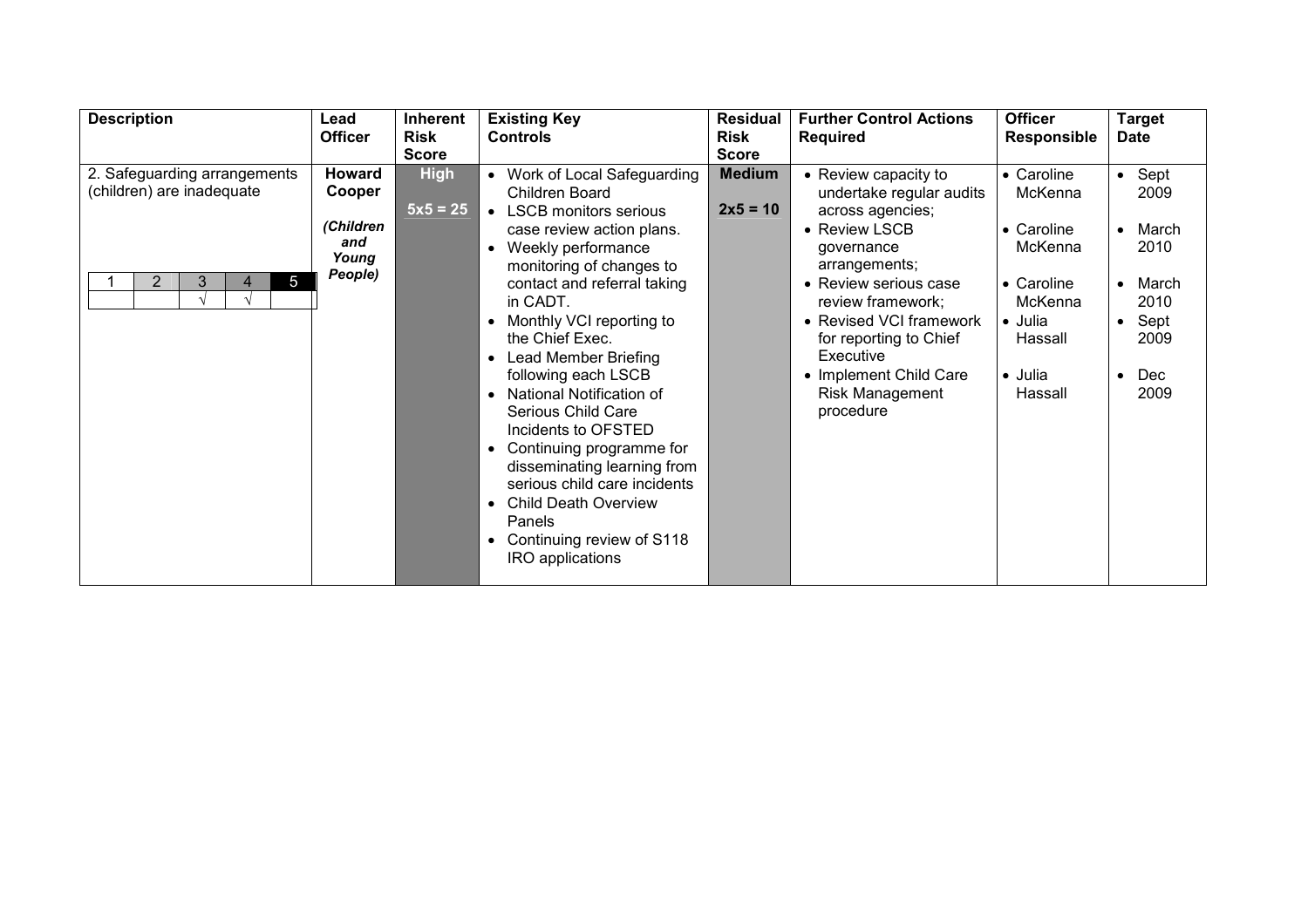| Description | Lead Officer | Inherent Risk Score | Existing Key Controls | Residual Risk Score | Further Control Actions Required | Officer Responsible | Target Date |
|---|---|---|---|---|---|---|---|
| 2. Safeguarding arrangements (children) are inadequate<br><br>1 \| 2 \| 3 √ \| 4 √ \| 5 | **Howard Cooper**<br><br>***(Children and Young People)*** | **High**<br><br>**5x5 = 25** | • Work of Local Safeguarding Children Board<br>• LSCB monitors serious case review action plans.<br>• Weekly performance monitoring of changes to contact and referral taking in CADT.<br>• Monthly VCI reporting to the Chief Exec.<br>• Lead Member Briefing following each LSCB<br>• National Notification of Serious Child Care Incidents to OFSTED<br>• Continuing programme for disseminating learning from serious child care incidents<br>• Child Death Overview Panels<br>• Continuing review of S118 IRO applications | **Medium**<br><br>**2x5 = 10** | • Review capacity to undertake regular audits across agencies;<br>• Review LSCB governance arrangements;<br>• Review serious case review framework;<br>• Revised VCI framework for reporting to Chief Executive<br>• Implement Child Care Risk Management procedure | • Caroline McKenna<br>• Caroline McKenna<br>• Caroline McKenna<br>• Julia Hassall<br>• Julia Hassall | • Sept 2009<br>• March 2010<br>• March 2010<br>• Sept 2009<br>• Dec 2009 |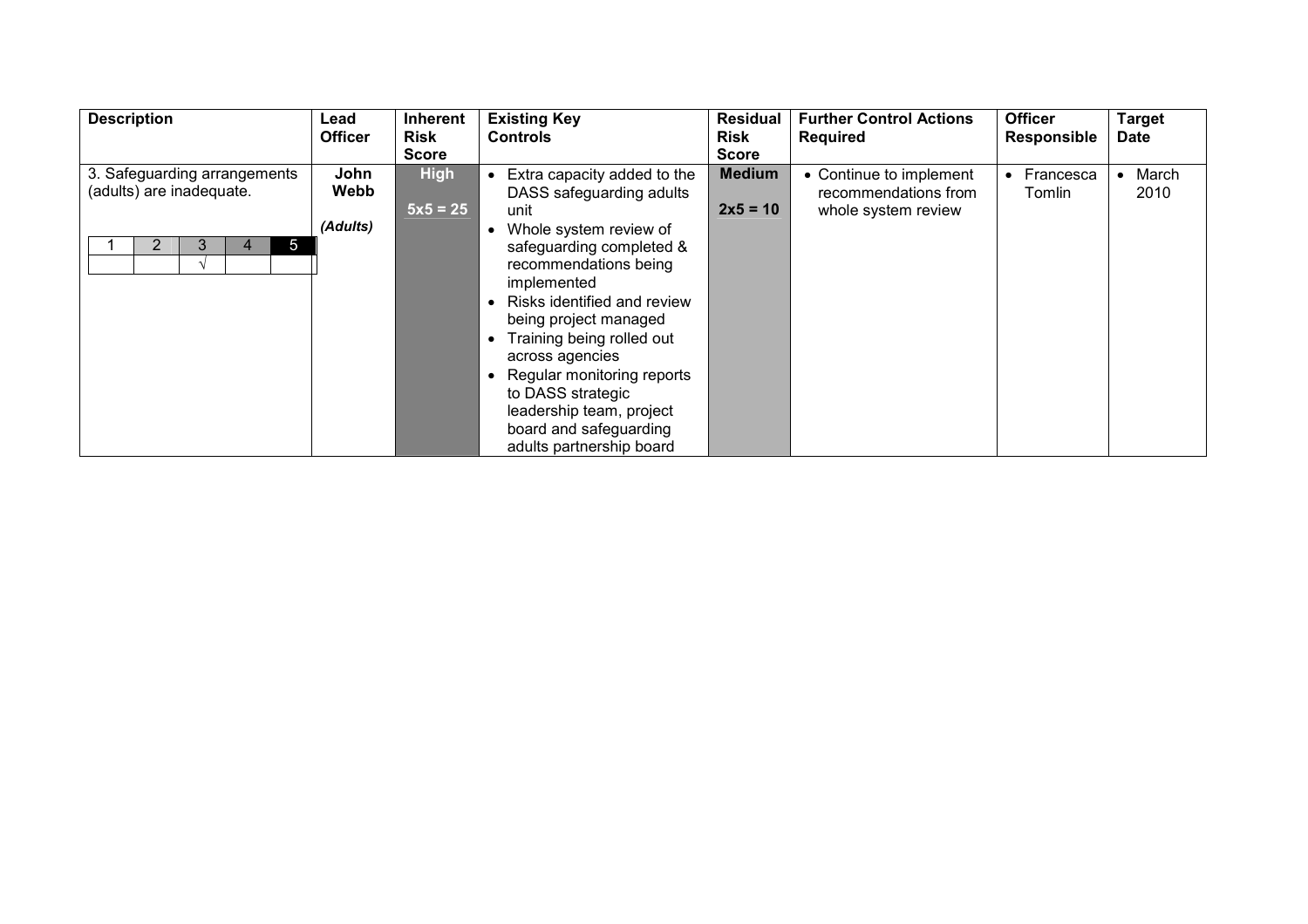| Description | Lead Officer | Inherent Risk Score | Existing Key Controls | Residual Risk Score | Further Control Actions Required | Officer Responsible | Target Date |
|---|---|---|---|---|---|---|---|
| 3. Safeguarding arrangements (adults) are inadequate.<br><br>1 \| 2 \| 3 \| 4 \| 5<br>&nbsp;&nbsp;&nbsp;\| &nbsp;&nbsp;&nbsp;\| √ \| &nbsp;&nbsp;&nbsp;\| | **John Webb**<br><br>***(Adults)*** | **High**<br><br>**5x5 = 25** | • Extra capacity added to the DASS safeguarding adults unit<br>• Whole system review of safeguarding completed & recommendations being implemented<br>• Risks identified and review being project managed<br>• Training being rolled out across agencies<br>• Regular monitoring reports to DASS strategic leadership team, project board and safeguarding adults partnership board | **Medium**<br><br>**2x5 = 10** | • Continue to implement recommendations from whole system review | • Francesca Tomlin | • March 2010 |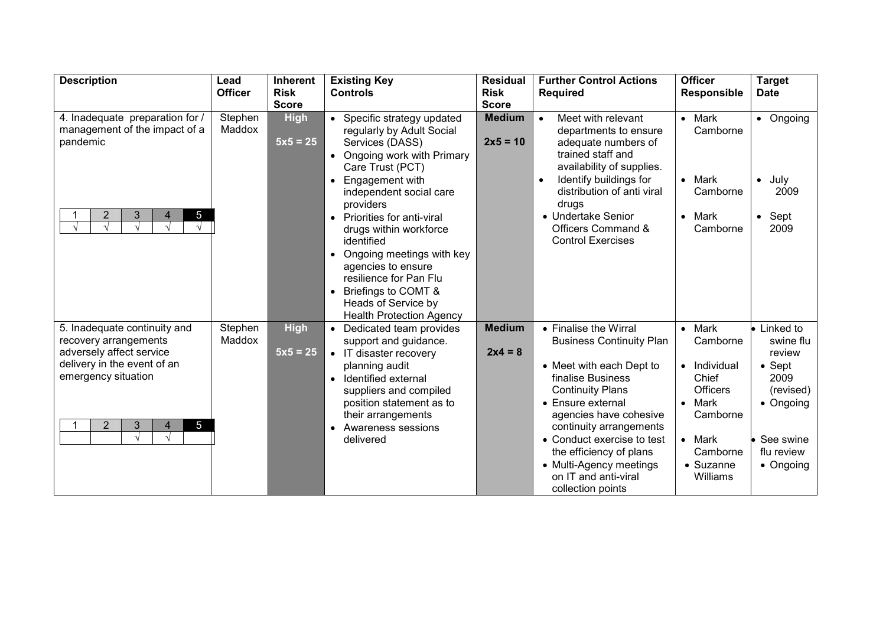| Description | Lead Officer | Inherent Risk Score | Existing Key Controls | Residual Risk Score | Further Control Actions Required | Officer Responsible | Target Date |
|---|---|---|---|---|---|---|---|
| 4. Inadequate preparation for / management of the impact of a pandemic<br><br>1 √ \| 2 √ \| 3 √ \| 4 √ \| 5 √ | Stephen Maddox | **High**<br>**5x5 = 25** | • Specific strategy updated regularly by Adult Social Services (DASS)<br>• Ongoing work with Primary Care Trust (PCT)<br>• Engagement with independent social care providers<br>• Priorities for anti-viral drugs within workforce identified<br>• Ongoing meetings with key agencies to ensure resilience for Pan Flu<br>• Briefings to COMT & Heads of Service by Health Protection Agency | **Medium**<br>**2x5 = 10** | • Meet with relevant departments to ensure adequate numbers of trained staff and availability of supplies.<br>• Identify buildings for distribution of anti viral drugs<br>• Undertake Senior Officers Command & Control Exercises | • Mark Camborne<br>• Mark Camborne<br>• Mark Camborne | • Ongoing<br>• July 2009<br>• Sept 2009 |
| 5. Inadequate continuity and recovery arrangements adversely affect service delivery in the event of an emergency situation<br><br>1 \| 2 \| 3 √ \| 4 √ \| 5 | Stephen Maddox | **High**<br>**5x5 = 25** | • Dedicated team provides support and guidance.<br>• IT disaster recovery planning audit<br>• Identified external suppliers and compiled position statement as to their arrangements<br>• Awareness sessions delivered | **Medium**<br>**2x4 = 8** | • Finalise the Wirral Business Continuity Plan<br>• Meet with each Dept to finalise Business Continuity Plans<br>• Ensure external agencies have cohesive continuity arrangements<br>• Conduct exercise to test the efficiency of plans<br>• Multi-Agency meetings on IT and anti-viral collection points | • Mark Camborne<br>• Individual Chief Officers<br>• Mark Camborne<br>• Mark Camborne<br>• Suzanne Williams | • Linked to swine flu review<br>• Sept 2009 (revised)<br>• Ongoing<br>• See swine flu review<br>• Ongoing |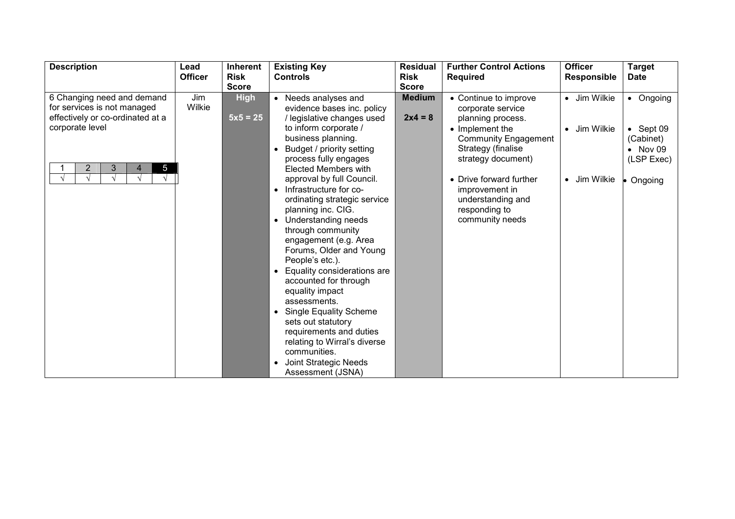| Description | Lead Officer | Inherent Risk Score | Existing Key Controls | Residual Risk Score | Further Control Actions Required | Officer Responsible | Target Date |
|---|---|---|---|---|---|---|---|
| 6 Changing need and demand for services is not managed effectively or co-ordinated at a corporate level<br><br>1 √ \| 2 √ \| 3 √ \| 4 √ \| 5 √ | Jim Wilkie | **High**<br><br>**5x5 = 25** | • Needs analyses and evidence bases inc. policy / legislative changes used to inform corporate / business planning.<br>• Budget / priority setting process fully engages Elected Members with approval by full Council.<br>• Infrastructure for co-ordinating strategic service planning inc. CIG.<br>• Understanding needs through community engagement (e.g. Area Forums, Older and Young People's etc.).<br>• Equality considerations are accounted for through equality impact assessments.<br>• Single Equality Scheme sets out statutory requirements and duties relating to Wirral's diverse communities.<br>• Joint Strategic Needs Assessment (JSNA) | **Medium**<br><br>**2x4 = 8** | • Continue to improve corporate service planning process.<br>• Implement the Community Engagement Strategy (finalise strategy document)<br>• Drive forward further improvement in understanding and responding to community needs | • Jim Wilkie<br>• Jim Wilkie<br>• Jim Wilkie | • Ongoing<br>• Sept 09 (Cabinet)<br>• Nov 09 (LSP Exec)<br>• Ongoing |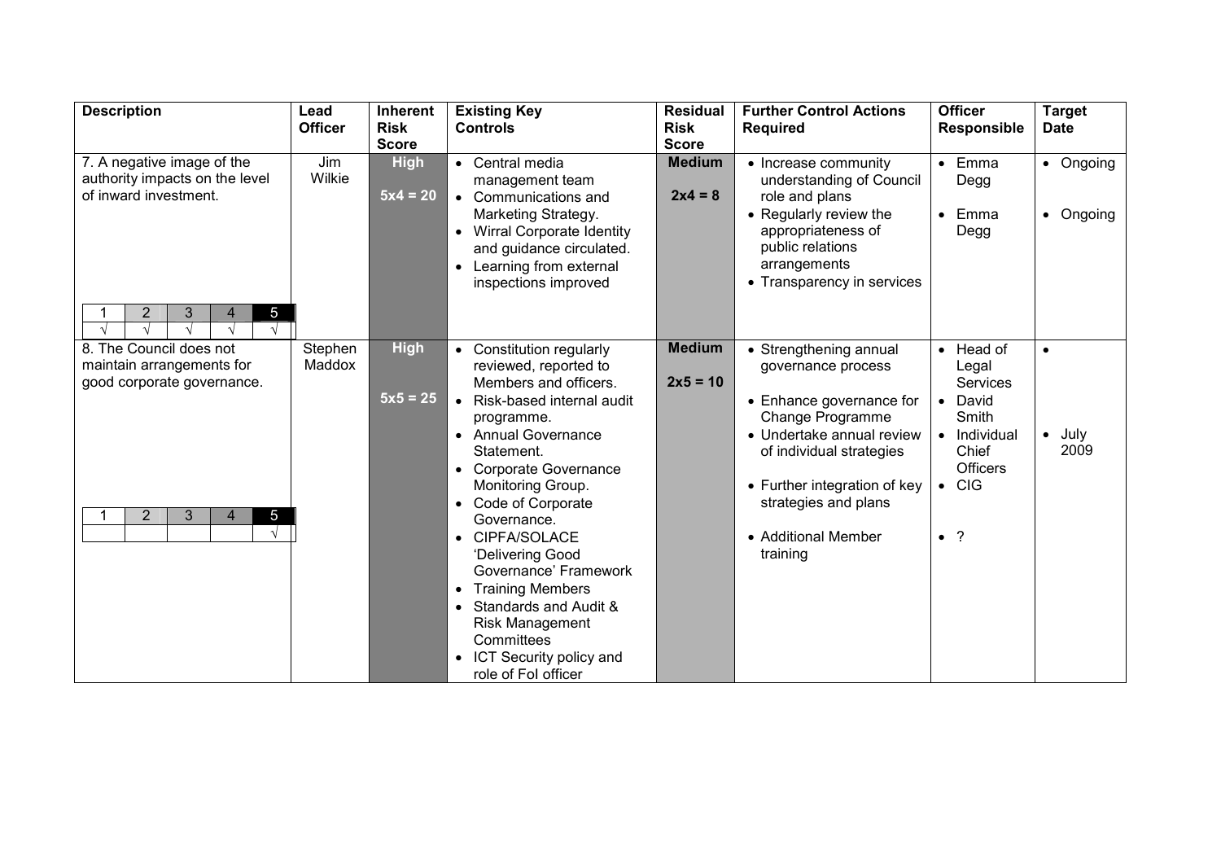| Description | Lead Officer | Inherent Risk Score | Existing Key Controls | Residual Risk Score | Further Control Actions Required | Officer Responsible | Target Date |
|---|---|---|---|---|---|---|---|
| 7. A negative image of the authority impacts on the level of inward investment.<br><br>1 √ \| 2 √ \| 3 √ \| 4 √ \| 5 √ | Jim Wilkie | **High**<br><br>**5x4 = 20** | • Central media management team<br>• Communications and Marketing Strategy.<br>• Wirral Corporate Identity and guidance circulated.<br>• Learning from external inspections improved | **Medium**<br><br>**2x4 = 8** | • Increase community understanding of Council role and plans<br>• Regularly review the appropriateness of public relations arrangements<br>• Transparency in services | • Emma Degg<br>• Emma Degg | • Ongoing<br>• Ongoing |
| 8. The Council does not maintain arrangements for good corporate governance.<br><br>1 \| 2 \| 3 \| 4 \| 5 √ | Stephen Maddox | **High**<br><br>**5x5 = 25** | • Constitution regularly reviewed, reported to Members and officers.<br>• Risk-based internal audit programme.<br>• Annual Governance Statement.<br>• Corporate Governance Monitoring Group.<br>• Code of Corporate Governance.<br>• CIPFA/SOLACE 'Delivering Good Governance' Framework<br>• Training Members<br>• Standards and Audit & Risk Management Committees<br>• ICT Security policy and role of FoI officer | **Medium**<br><br>**2x5 = 10** | • Strengthening annual governance process<br>• Enhance governance for Change Programme<br>• Undertake annual review of individual strategies<br>• Further integration of key strategies and plans<br>• Additional Member training | • Head of Legal Services<br>• David Smith<br>• Individual Chief Officers<br>• CIG<br>• ? | •<br>• July 2009 |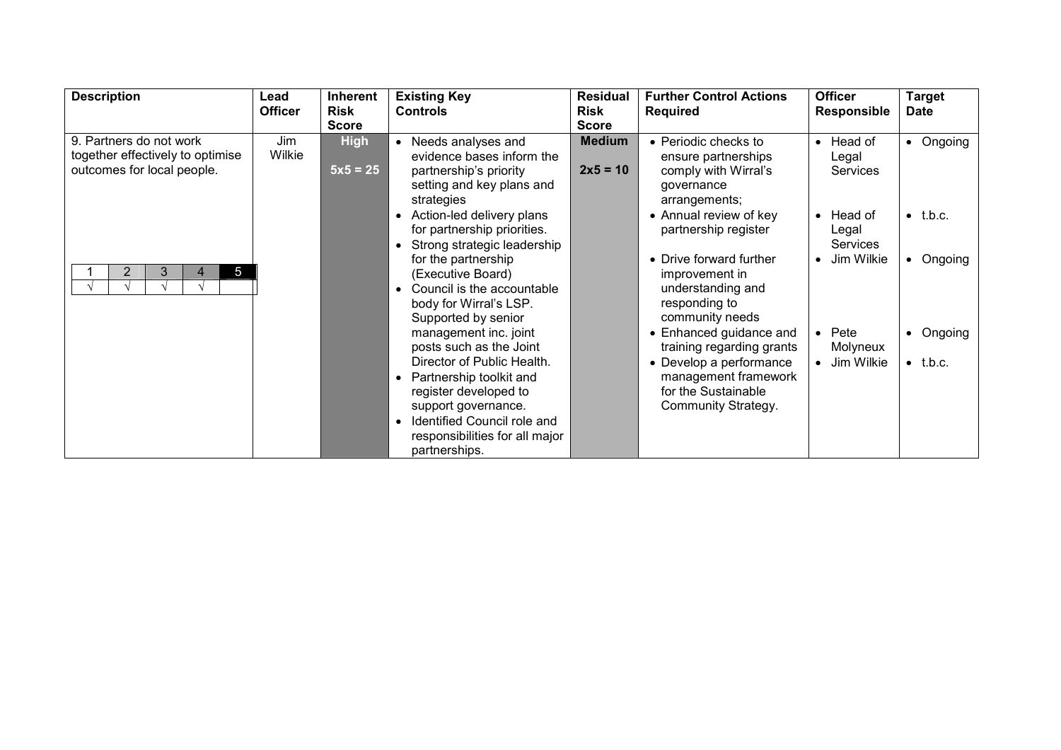| Description | Lead Officer | Inherent Risk Score | Existing Key Controls | Residual Risk Score | Further Control Actions Required | Officer Responsible | Target Date |
|---|---|---|---|---|---|---|---|
| 9. Partners do not work together effectively to optimise outcomes for local people.<br><br>1 √ / 2 √ / 3 √ / 4 √ / 5 | Jim Wilkie | **High**<br><br>**5x5 = 25** | • Needs analyses and evidence bases inform the partnership's priority setting and key plans and strategies<br>• Action-led delivery plans for partnership priorities.<br>• Strong strategic leadership for the partnership (Executive Board)<br>• Council is the accountable body for Wirral's LSP. Supported by senior management inc. joint posts such as the Joint Director of Public Health.<br>• Partnership toolkit and register developed to support governance.<br>• Identified Council role and responsibilities for all major partnerships. | **Medium**<br><br>**2x5 = 10** | • Periodic checks to ensure partnerships comply with Wirral's governance arrangements;<br>• Annual review of key partnership register<br>• Drive forward further improvement in understanding and responding to community needs<br>• Enhanced guidance and training regarding grants<br>• Develop a performance management framework for the Sustainable Community Strategy. | • Head of Legal Services<br>• Head of Legal Services<br>• Jim Wilkie<br>• Pete Molyneux<br>• Jim Wilkie | • Ongoing<br>• t.b.c.<br>• Ongoing<br>• Ongoing<br>• t.b.c. |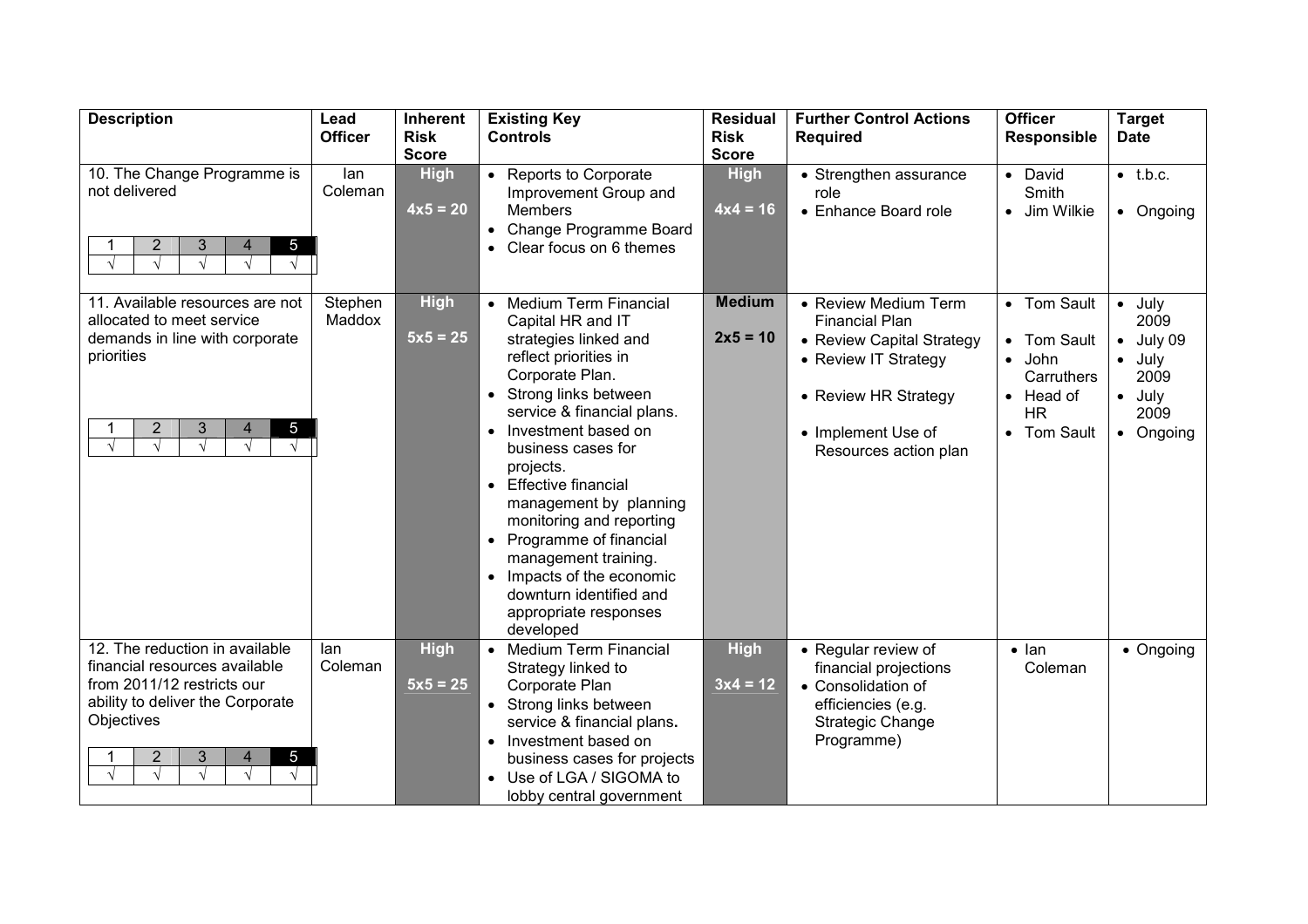| Description | Lead Officer | Inherent Risk Score | Existing Key Controls | Residual Risk Score | Further Control Actions Required | Officer Responsible | Target Date |
|---|---|---|---|---|---|---|---|
| 10. The Change Programme is not delivered<br>1 √ 2 √ 3 √ 4 √ 5 √ | Ian Coleman | **High**<br>**4x5 = 20** | • Reports to Corporate Improvement Group and Members<br>• Change Programme Board<br>• Clear focus on 6 themes | **High**<br>**4x4 = 16** | • Strengthen assurance role<br>• Enhance Board role | • David Smith<br>• Jim Wilkie | • t.b.c.<br>• Ongoing |
| 11. Available resources are not allocated to meet service demands in line with corporate priorities<br>1 √ 2 √ 3 √ 4 √ 5 √ | Stephen Maddox | **High**<br>**5x5 = 25** | • Medium Term Financial Capital HR and IT strategies linked and reflect priorities in Corporate Plan.<br>• Strong links between service & financial plans.<br>• Investment based on business cases for projects.<br>• Effective financial management by planning monitoring and reporting<br>• Programme of financial management training.<br>• Impacts of the economic downturn identified and appropriate responses developed | **Medium**<br>**2x5 = 10** | • Review Medium Term Financial Plan<br>• Review Capital Strategy<br>• Review IT Strategy<br>• Review HR Strategy<br>• Implement Use of Resources action plan | • Tom Sault<br>• Tom Sault<br>• John Carruthers<br>• Head of HR<br>• Tom Sault | • July 2009<br>• July 09<br>• July 2009<br>• July 2009<br>• Ongoing |
| 12. The reduction in available financial resources available from 2011/12 restricts our ability to deliver the Corporate Objectives<br>1 √ 2 √ 3 √ 4 √ 5 √ | Ian Coleman | **High**<br>**5x5 = 25** | • Medium Term Financial Strategy linked to Corporate Plan<br>• Strong links between service & financial plans.<br>• Investment based on business cases for projects<br>• Use of LGA / SIGOMA to lobby central government | **High**<br>**3x4 = 12** | • Regular review of financial projections<br>• Consolidation of efficiencies (e.g. Strategic Change Programme) | • Ian Coleman | • Ongoing |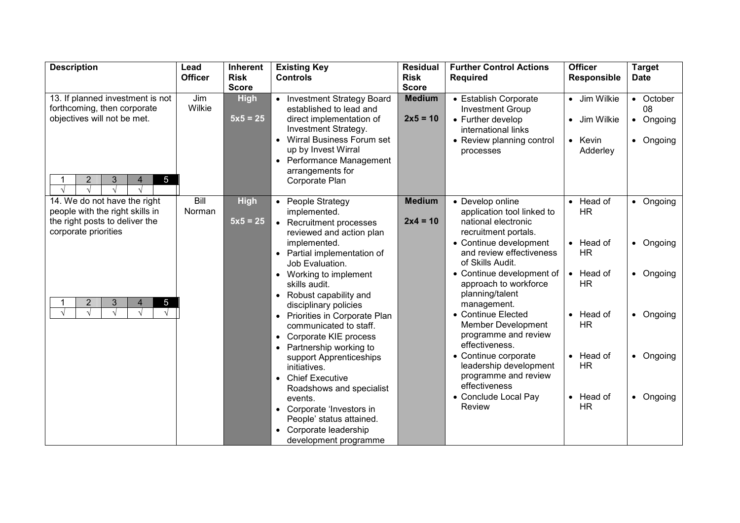| Description | Lead Officer | Inherent Risk Score | Existing Key Controls | Residual Risk Score | Further Control Actions Required | Officer Responsible | Target Date |
|---|---|---|---|---|---|---|---|
| 13. If planned investment is not forthcoming, then corporate objectives will not be met.<br><br>1 √ / 2 √ / 3 √ / 4 √ / 5 | Jim Wilkie | **High**<br><br>**5x5 = 25** | • Investment Strategy Board established to lead and direct implementation of Investment Strategy.<br>• Wirral Business Forum set up by Invest Wirral<br>• Performance Management arrangements for Corporate Plan | **Medium**<br><br>**2x5 = 10** | • Establish Corporate Investment Group<br>• Further develop international links<br>• Review planning control processes | • Jim Wilkie<br>• Jim Wilkie<br>• Kevin Adderley | • October 08<br>• Ongoing<br>• Ongoing |
| 14. We do not have the right people with the right skills in the right posts to deliver the corporate priorities<br><br>1 √ / 2 √ / 3 √ / 4 √ / 5 √ | Bill Norman | **High**<br><br>**5x5 = 25** | • People Strategy implemented.<br>• Recruitment processes reviewed and action plan implemented.<br>• Partial implementation of Job Evaluation.<br>• Working to implement skills audit.<br>• Robust capability and disciplinary policies<br>• Priorities in Corporate Plan communicated to staff.<br>• Corporate KIE process<br>• Partnership working to support Apprenticeships initiatives.<br>• Chief Executive Roadshows and specialist events.<br>• Corporate 'Investors in People' status attained.<br>• Corporate leadership development programme | **Medium**<br><br>**2x4 = 10** | • Develop online application tool linked to national electronic recruitment portals.<br>• Continue development and review effectiveness of Skills Audit.<br>• Continue development of approach to workforce planning/talent management.<br>• Continue Elected Member Development programme and review effectiveness.<br>• Continue corporate leadership development programme and review effectiveness<br>• Conclude Local Pay Review | • Head of HR<br>• Head of HR<br>• Head of HR<br>• Head of HR<br>• Head of HR<br>• Head of HR | • Ongoing<br>• Ongoing<br>• Ongoing<br>• Ongoing<br>• Ongoing<br>• Ongoing |